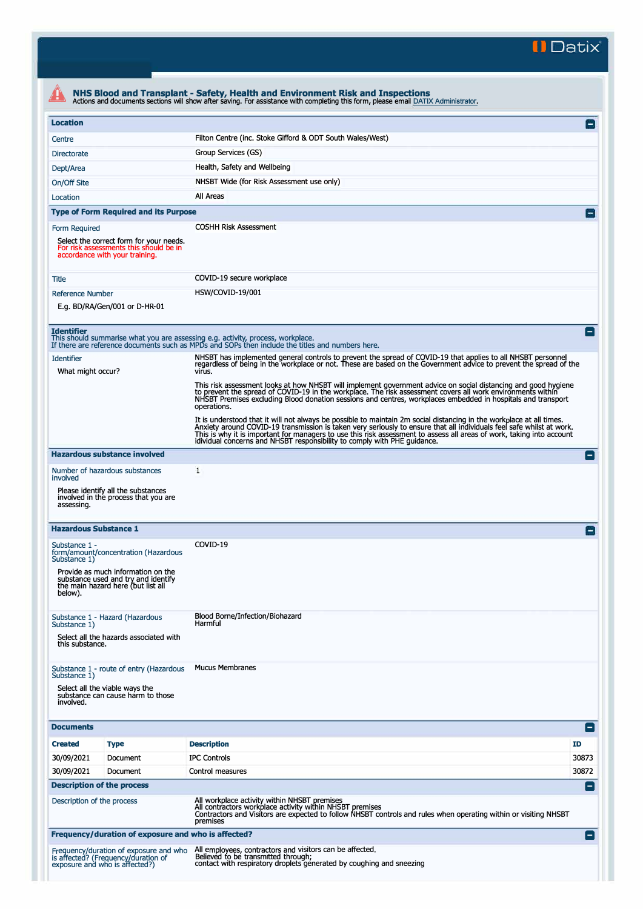## NHS Blood and Transplant - Safety, Health and Environment Risk and Inspections

Actions and documents sections will show after saving. For assistance with completing this form, please email DATIX Administrator.

### Location

| | |
|---|---|
| Centre | Filton Centre (inc. Stoke Gifford & ODT South Wales/West) |
| Directorate | Group Services (GS) |
| Dept/Area | Health, Safety and Wellbeing |
| On/Off Site | NHSBT Wide (for Risk Assessment use only) |
| Location | All Areas |

### Type of Form Required and its Purpose

| | |
|---|---|
| Form Required<br><br>Select the correct form for your needs. For risk assessments this should be in accordance with your training. | COSHH Risk Assessment |
| Title | COVID-19 secure workplace |
| Reference Number<br><br>E.g. BD/RA/Gen/001 or D-HR-01 | HSW/COVID-19/001 |

### Identifier

This should summarise what you are assessing e.g. activity, process, workplace.
If there are reference documents such as MPDs and SOPs then include the titles and numbers here.

| | |
|---|---|
| Identifier<br><br>What might occur? | NHSBT has implemented general controls to prevent the spread of COVID-19 that applies to all NHSBT personnel regardless of being in the workplace or not. These are based on the Government advice to prevent the spread of the virus.<br><br>This risk assessment looks at how NHSBT will implement government advice on social distancing and good hygiene to prevent the spread of COVID-19 in the workplace. The risk assessment covers all work environments within NHSBT Premises excluding Blood donation sessions and centres, workplaces embedded in hospitals and transport operations.<br><br>It is understood that it will not always be possible to maintain 2m social distancing in the workplace at all times. Anxiety around COVID-19 transmission is taken very seriously to ensure that all individuals feel safe whilst at work. This is why it is important for managers to use this risk assessment to assess all areas of work, taking into account idividual concerns and NHSBT responsibility to comply with PHE guidance. |

### Hazardous substance involved

| | |
|---|---|
| Number of hazardous substances involved<br><br>Please identify all the substances involved in the process that you are assessing. | 1 |

### Hazardous Substance 1

| | |
|---|---|
| Substance 1 - form/amount/concentration (Hazardous Substance 1)<br><br>Provide as much information on the substance used and try and identify the main hazard here (but list all below). | COVID-19 |
| Substance 1 - Hazard (Hazardous Substance 1)<br><br>Select all the hazards associated with this substance. | Blood Borne/Infection/Biohazard<br>Harmful |
| Substance 1 - route of entry (Hazardous Substance 1)<br><br>Select all the viable ways the substance can cause harm to those involved. | Mucus Membranes |

### Documents

| Created | Type | Description | ID |
|---|---|---|---|
| 30/09/2021 | Document | IPC Controls | 30873 |
| 30/09/2021 | Document | Control measures | 30872 |

### Description of the process

| | |
|---|---|
| Description of the process | All workplace activity within NHSBT premises<br>All contractors workplace activity within NHSBT premises<br>Contractors and Visitors are expected to follow NHSBT controls and rules when operating within or visiting NHSBT premises |

### Frequency/duration of exposure and who is affected?

| | |
|---|---|
| Frequency/duration of exposure and who is affected? (Frequency/duration of exposure and who is affected?) | All employees, contractors and visitors can be affected.<br>Believed to be transmitted through;<br>contact with respiratory droplets generated by coughing and sneezing |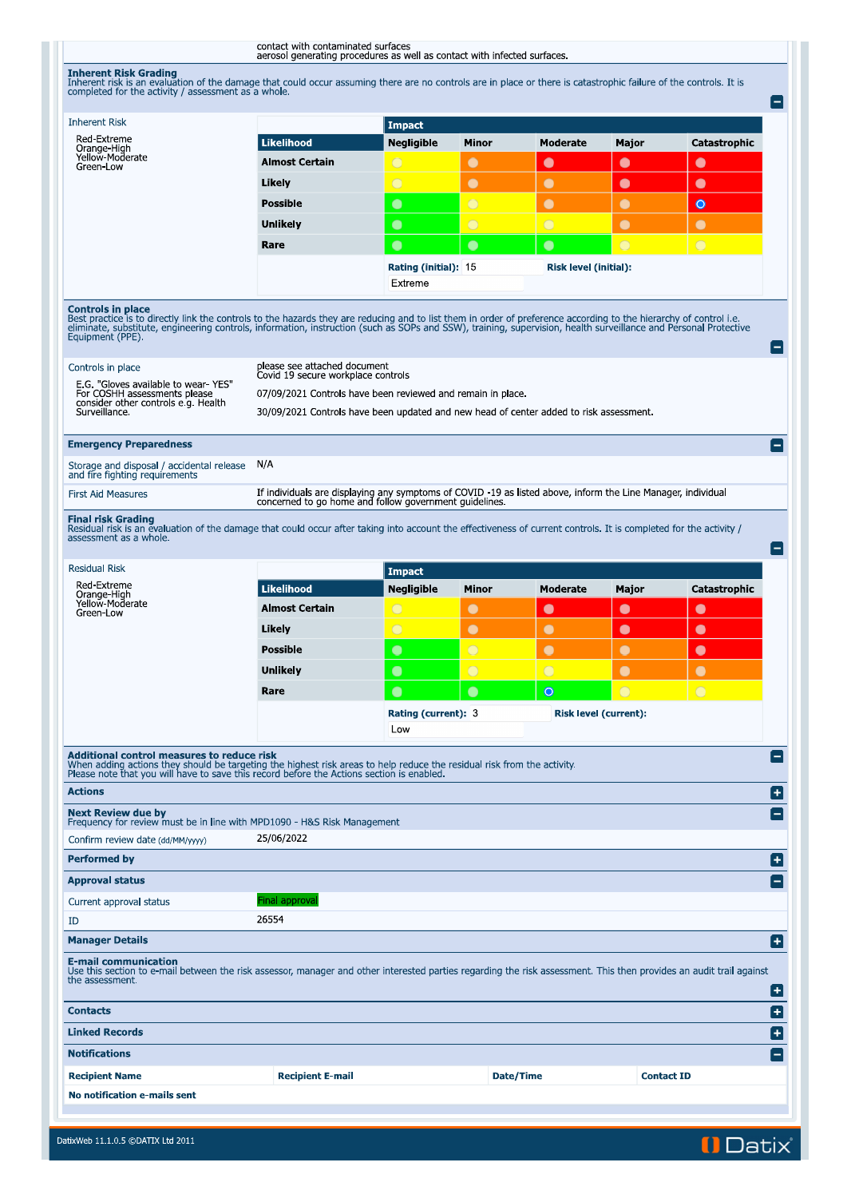contact with contaminated surfaces
aerosol generating procedures as well as contact with infected surfaces.

## Inherent Risk Grading

Inherent risk is an evaluation of the damage that could occur assuming there are no controls are in place or there is catastrophic failure of the controls. It is completed for the activity / assessment as a whole.

Inherent Risk

Red-Extreme
Orange-High
Yellow-Moderate
Green-Low

| | Impact | | | | |
|---|---|---|---|---|---|
| **Likelihood** | **Negligible** | **Minor** | **Moderate** | **Major** | **Catastrophic** |
| **Almost Certain** | | | | | |
| **Likely** | | | | | |
| **Possible** | | | | | ● |
| **Unlikely** | | | | | |
| **Rare** | | | | | |

**Rating (initial):** 15 **Risk level (initial):** Extreme

## Controls in place

Best practice is to directly link the controls to the hazards they are reducing and to list them in order of preference according to the hierarchy of control i.e. eliminate, substitute, engineering controls, information, instruction (such as SOPs and SSW), training, supervision, health surveillance and Personal Protective Equipment (PPE).

Controls in place

E.G. "Gloves available to wear- YES" For COSHH assessments please consider other controls e.g. Health Surveillance.

please see attached document
Covid 19 secure workplace controls

07/09/2021 Controls have been reviewed and remain in place.

30/09/2021 Controls have been updated and new head of center added to risk assessment.

## Emergency Preparedness

Storage and disposal / accidental release and fire fighting requirements: N/A

First Aid Measures: If individuals are displaying any symptoms of COVID -19 as listed above, inform the Line Manager, individual concerned to go home and follow government guidelines.

## Final risk Grading

Residual risk is an evaluation of the damage that could occur after taking into account the effectiveness of current controls. It is completed for the activity / assessment as a whole.

Residual Risk

Red-Extreme
Orange-High
Yellow-Moderate
Green-Low

| | Impact | | | | |
|---|---|---|---|---|---|
| **Likelihood** | **Negligible** | **Minor** | **Moderate** | **Major** | **Catastrophic** |
| **Almost Certain** | | | | | |
| **Likely** | | | | | |
| **Possible** | | | | | |
| **Unlikely** | | | | | |
| **Rare** | | | ● | | |

**Rating (current):** 3 **Risk level (current):** Low

## Additional control measures to reduce risk

When adding actions they should be targeting the highest risk areas to help reduce the residual risk from the activity.
Please note that you will have to save this record before the Actions section is enabled.

## Actions

## Next Review due by

Frequency for review must be in line with MPD1090 - H&S Risk Management

Confirm review date (dd/MM/yyyy): 25/06/2022

## Performed by

## Approval status

Current approval status: Final approval

ID: 26554

## Manager Details

## E-mail communication

Use this section to e-mail between the risk assessor, manager and other interested parties regarding the risk assessment. This then provides an audit trail against the assessment.

## Contacts

## Linked Records

## Notifications

| Recipient Name | Recipient E-mail | Date/Time | Contact ID |
|---|---|---|---|
| No notification e-mails sent | | | |

DatixWeb 11.1.0.5 ©DATIX Ltd 2011